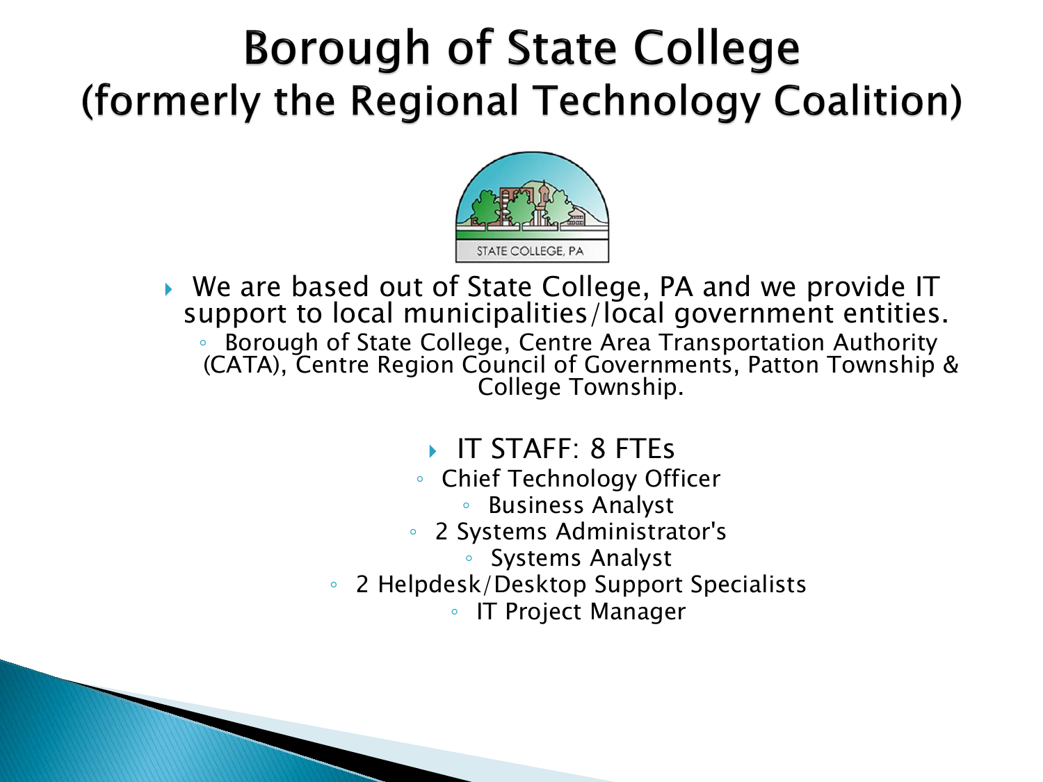# Borough of State College
## (formerly the Regional Technology Coalition)

STATE COLLEGE, PA

- We are based out of State College, PA and we provide IT support to local municipalities/local government entities.
  - Borough of State College, Centre Area Transportation Authority (CATA), Centre Region Council of Governments, Patton Township & College Township.

- IT STAFF: 8 FTEs
  - Chief Technology Officer
  - Business Analyst
  - 2 Systems Administrator's
  - Systems Analyst
  - 2 Helpdesk/Desktop Support Specialists
  - IT Project Manager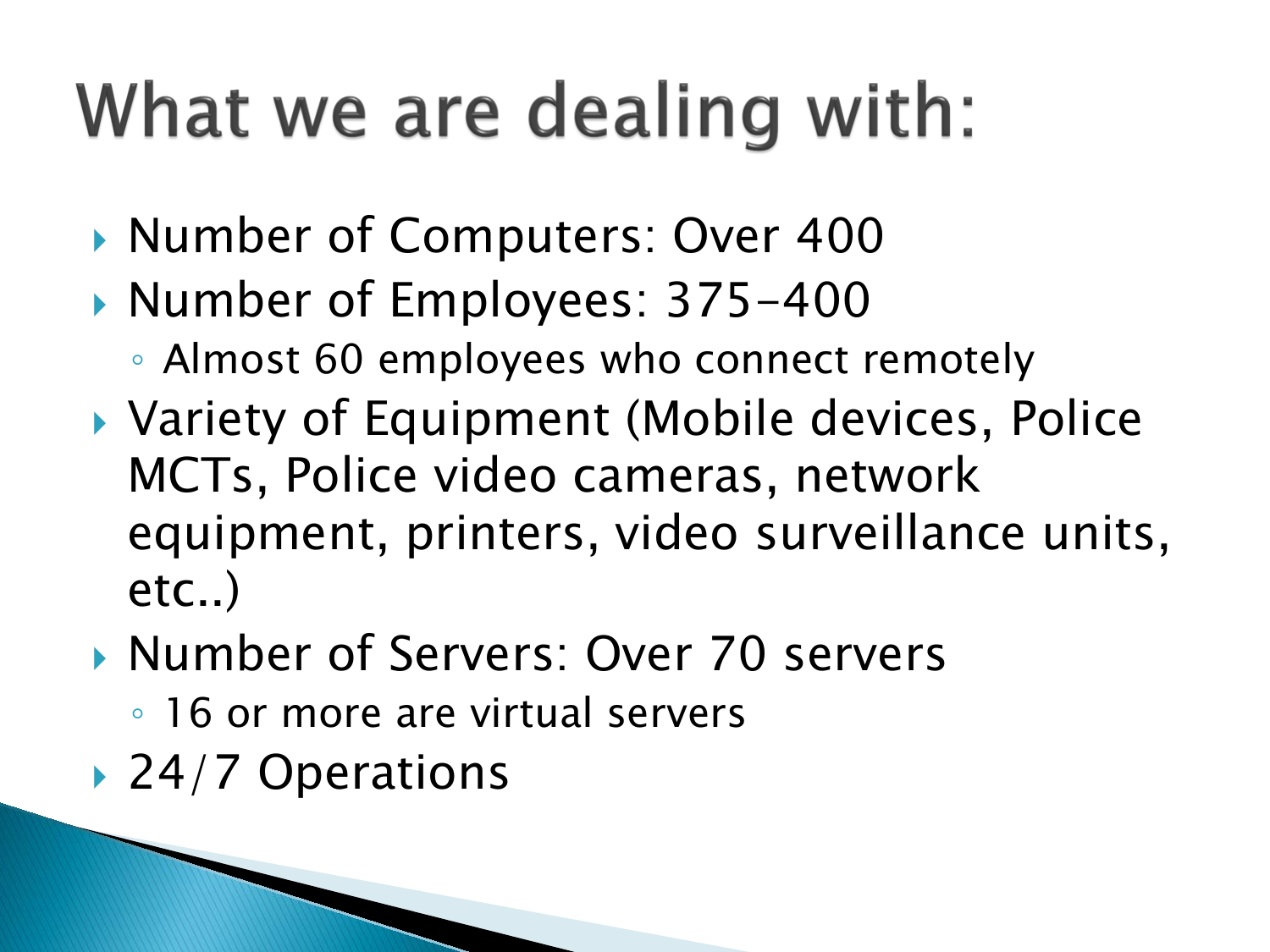# What we are dealing with:

- Number of Computers: Over 400
- Number of Employees: 375-400
  - Almost 60 employees who connect remotely
- Variety of Equipment (Mobile devices, Police MCTs, Police video cameras, network equipment, printers, video surveillance units, etc..)
- Number of Servers: Over 70 servers
  - 16 or more are virtual servers
- 24/7 Operations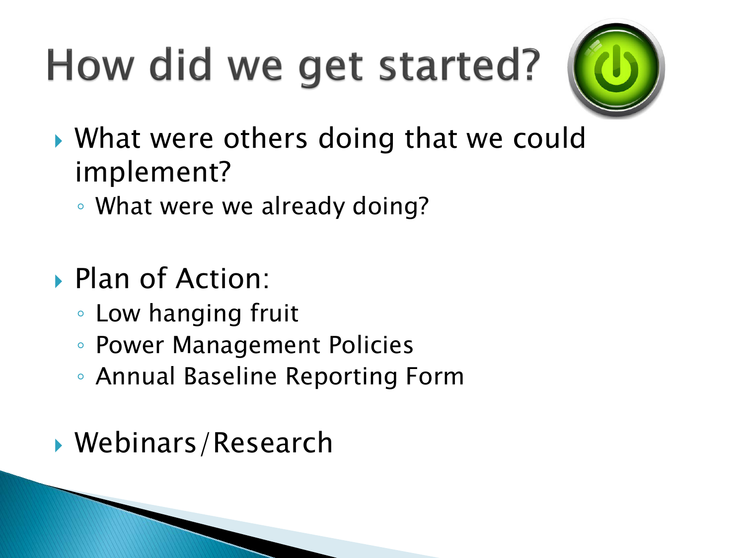# How did we get started?

- What were others doing that we could implement?
  - What were we already doing?

- Plan of Action:
  - Low hanging fruit
  - Power Management Policies
  - Annual Baseline Reporting Form

- Webinars/Research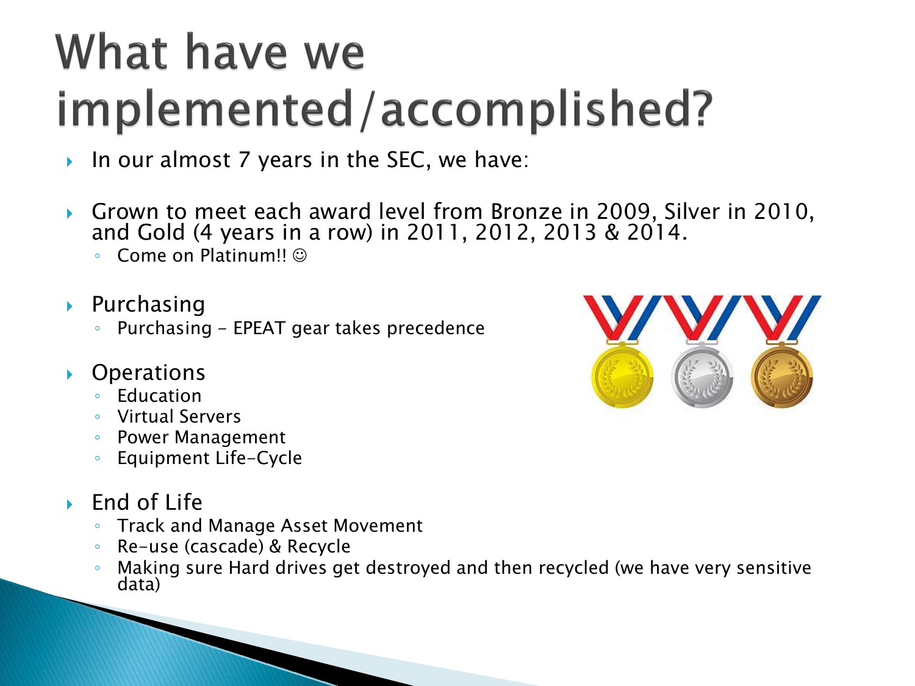# What have we implemented/accomplished?

- In our almost 7 years in the SEC, we have:

- Grown to meet each award level from Bronze in 2009, Silver in 2010, and Gold (4 years in a row) in 2011, 2012, 2013 & 2014.
  - Come on Platinum!! ☺

- Purchasing
  - Purchasing – EPEAT gear takes precedence

- Operations
  - Education
  - Virtual Servers
  - Power Management
  - Equipment Life-Cycle

- End of Life
  - Track and Manage Asset Movement
  - Re-use (cascade) & Recycle
  - Making sure Hard drives get destroyed and then recycled (we have very sensitive data)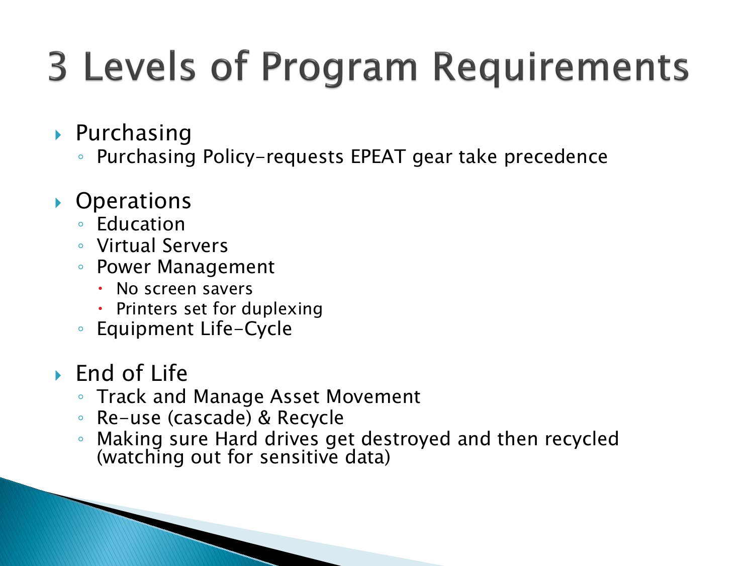# 3 Levels of Program Requirements

- Purchasing
  - Purchasing Policy-requests EPEAT gear take precedence
- Operations
  - Education
  - Virtual Servers
  - Power Management
    - No screen savers
    - Printers set for duplexing
  - Equipment Life-Cycle
- End of Life
  - Track and Manage Asset Movement
  - Re-use (cascade) & Recycle
  - Making sure Hard drives get destroyed and then recycled (watching out for sensitive data)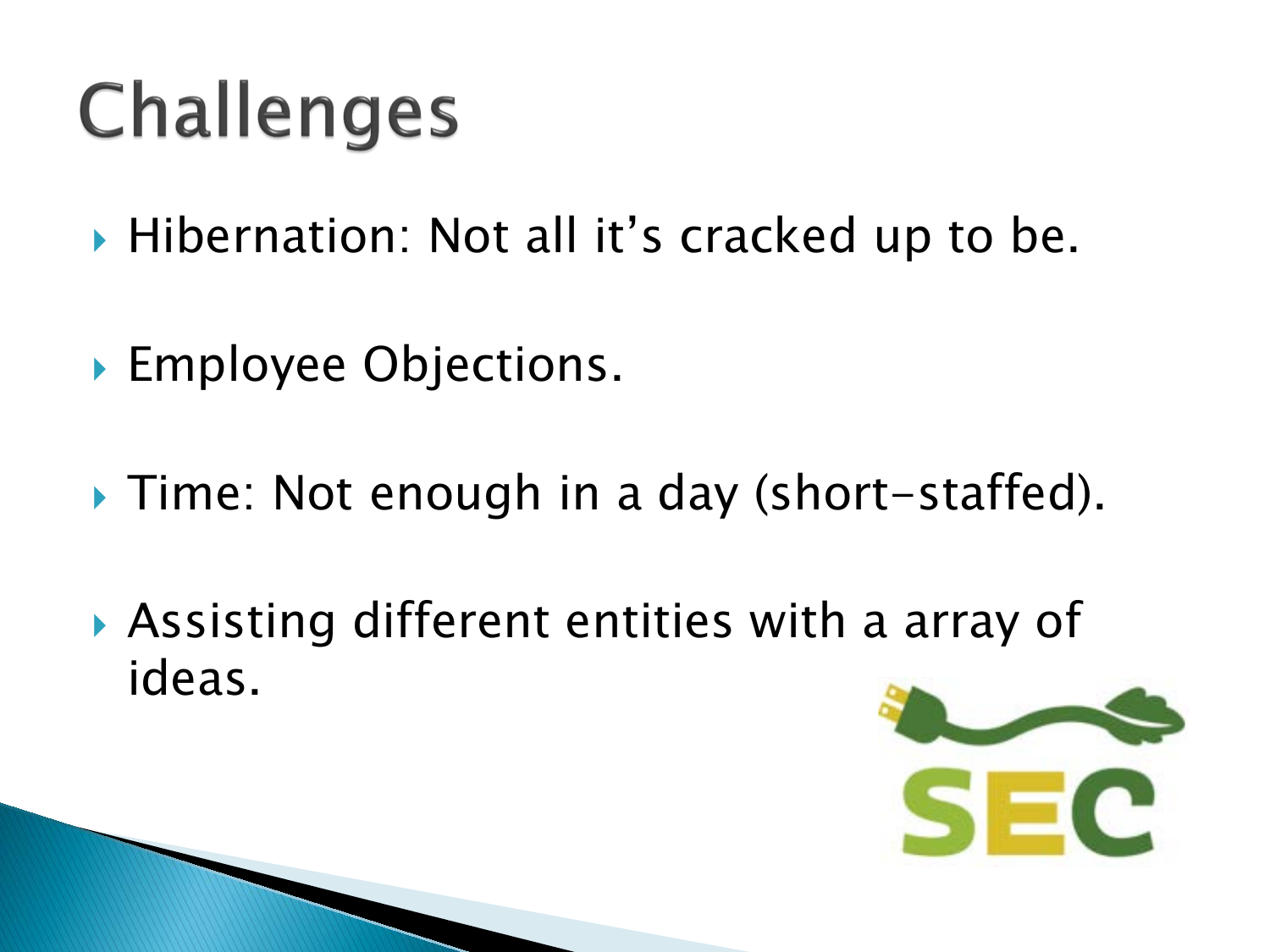# Challenges

- Hibernation: Not all it's cracked up to be.
- Employee Objections.
- Time: Not enough in a day (short-staffed).
- Assisting different entities with a array of ideas.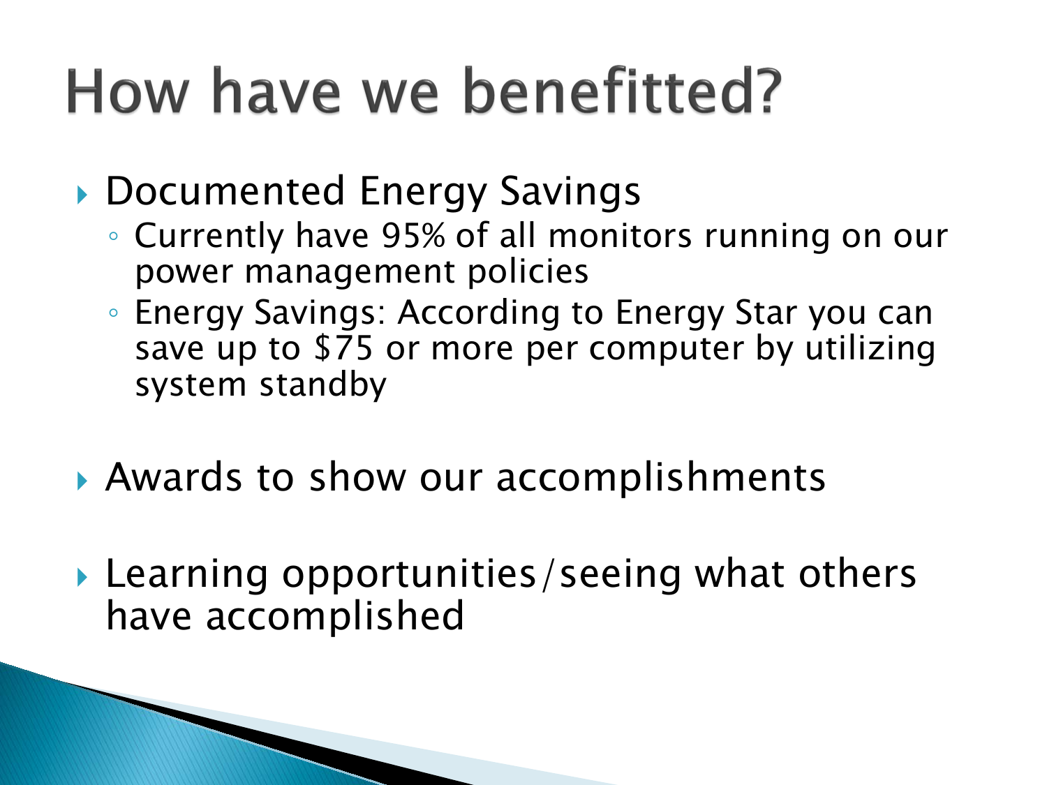# How have we benefitted?

- Documented Energy Savings
  - Currently have 95% of all monitors running on our power management policies
  - Energy Savings: According to Energy Star you can save up to $75 or more per computer by utilizing system standby
- Awards to show our accomplishments
- Learning opportunities/seeing what others have accomplished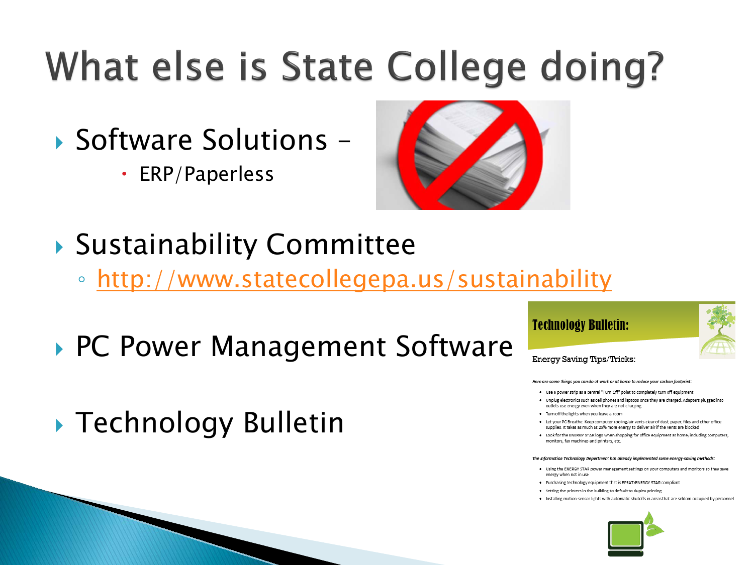# What else is State College doing?

- Software Solutions –
  - ERP/Paperless
- Sustainability Committee
  - http://www.statecollegepa.us/sustainability
- PC Power Management Software
- Technology Bulletin

**Technology Bulletin:**

Energy Saving Tips/Tricks:

*Here are some things you can do at work or at home to reduce your carbon footprint:*

- Use a power strip as a central "Turn Off" point to completely turn off equipment
- Unplug electronics such as cell phones and laptops once they are charged. Adapters plugged into outlets use energy even when they are not charging
- Turn off the lights when you leave a room
- Let your PC Breathe: Keep computer cooling/air vents clear of dust, paper, files and other office supplies. It takes as much as 25% more energy to deliver air if the vents are blocked
- Look for the ENERGY STAR logo when shopping for office equipment at home; including computers, monitors, fax machines and printers, etc.

*The Information Technology Department has already implemented some energy-saving methods:*

- Using the ENERGY STAR power management settings on your computers and monitors so they save energy when not in use
- Purchasing technology equipment that is EPEAT/ENERGY STAR compliant
- Setting the printers in the building to default to duplex printing
- Installing motion-sensor lights with automatic shutoffs in areas that are seldom occupied by personnel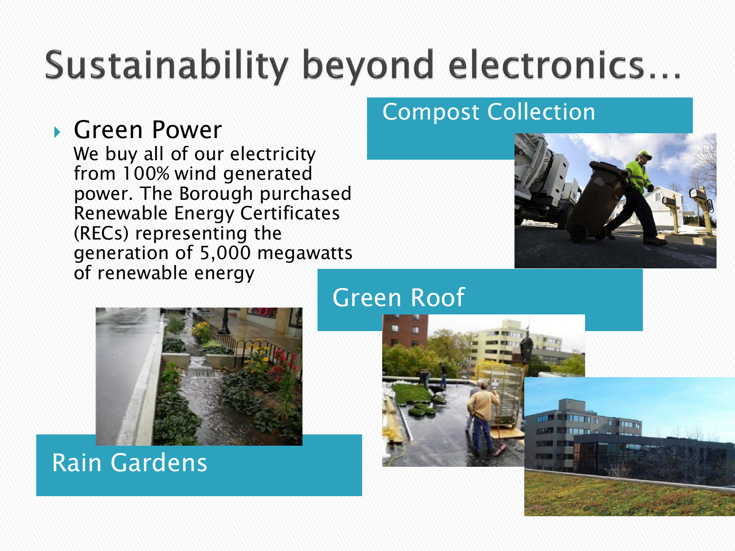# Sustainability beyond electronics…

- **Green Power**
  We buy all of our electricity from 100% wind generated power. The Borough purchased Renewable Energy Certificates (RECs) representing the generation of 5,000 megawatts of renewable energy

## Compost Collection

## Green Roof

## Rain Gardens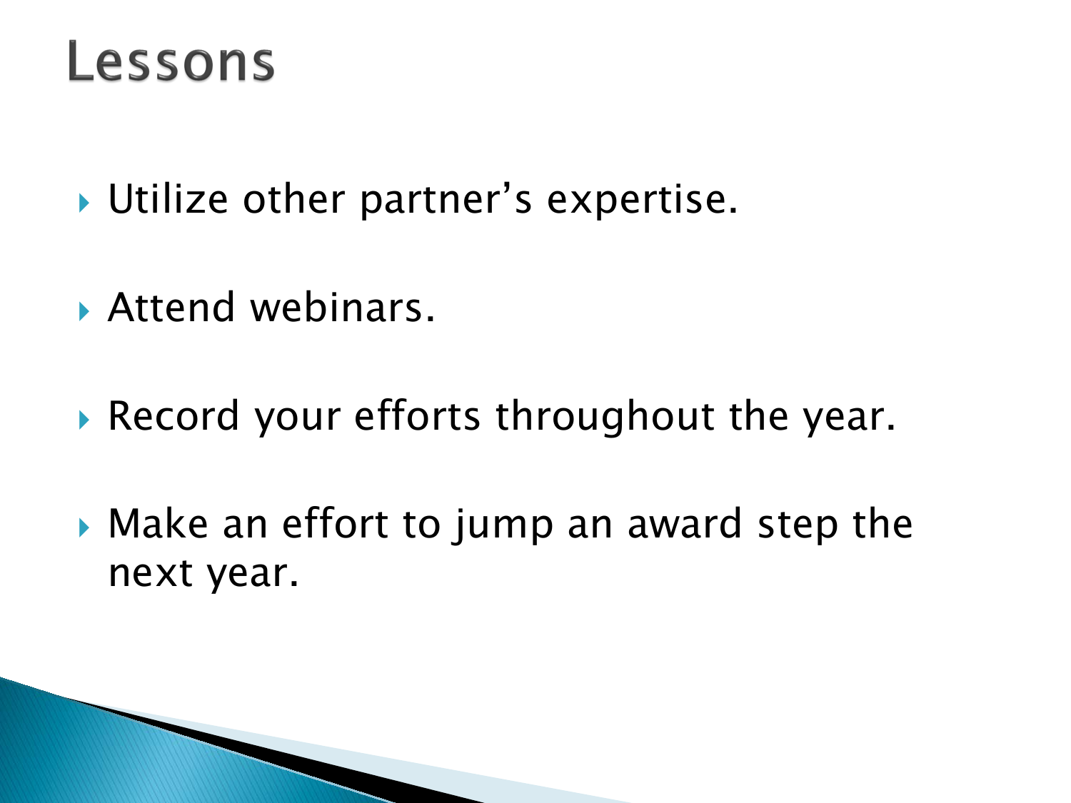# Lessons

- Utilize other partner's expertise.
- Attend webinars.
- Record your efforts throughout the year.
- Make an effort to jump an award step the next year.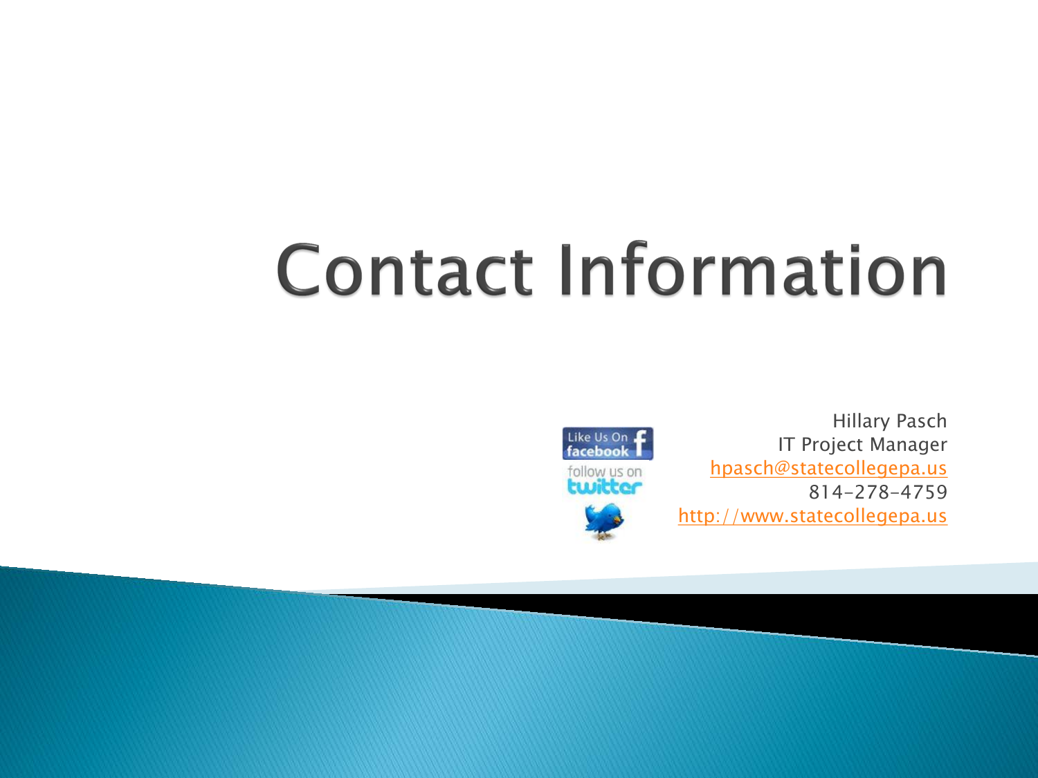# Contact Information

Hillary Pasch
IT Project Manager
hpasch@statecollegepa.us
814-278-4759
http://www.statecollegepa.us